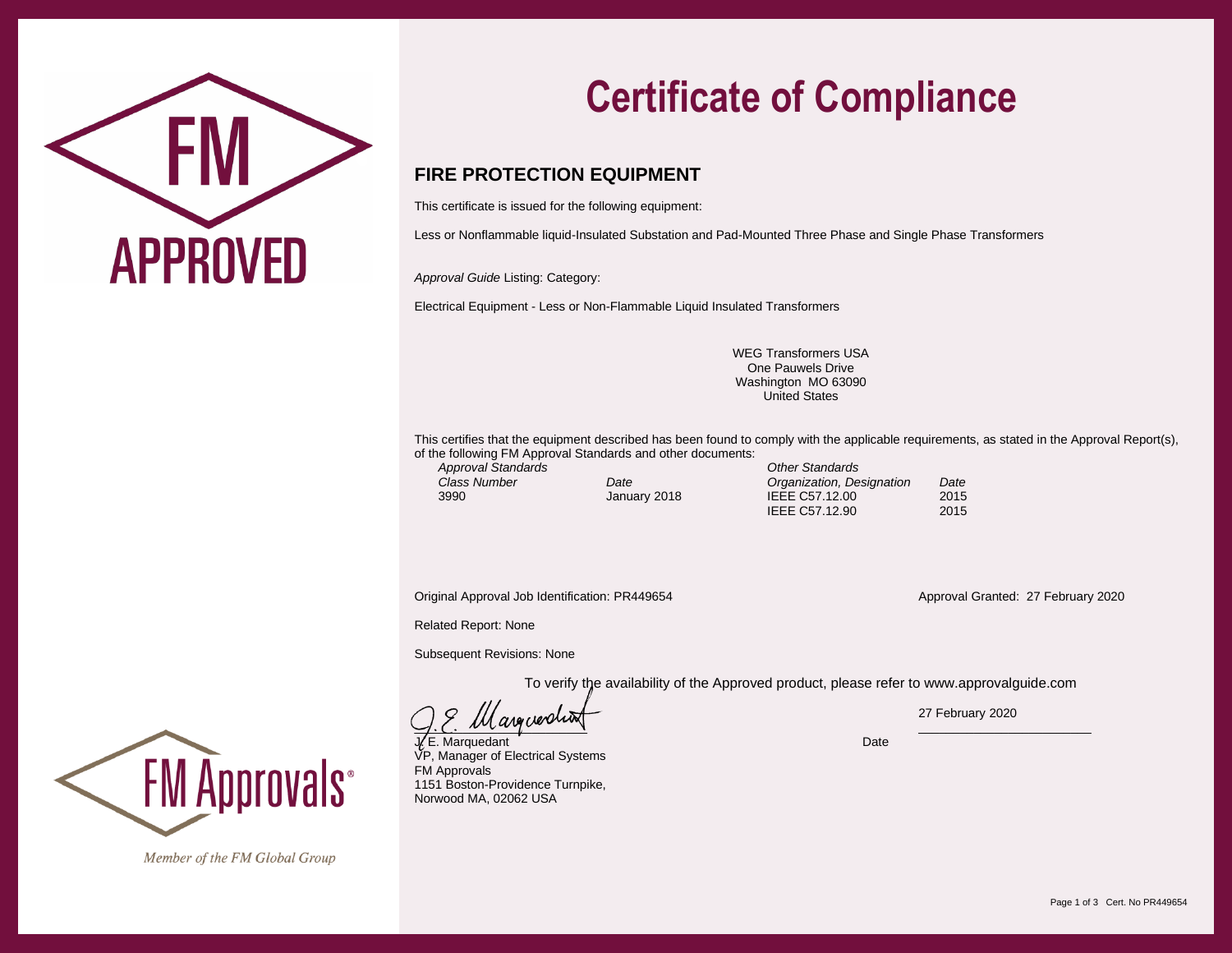FM APPROVED

# Certificate of Compliance

## FIRE PROTECTION EQUIPMENT

This certificate is issued for the following equipment:

Less or Nonflammable liquid-Insulated Substation and Pad-Mounted Three Phase and Single Phase Transformers

*Approval Guide* Listing: Category:

Electrical Equipment - Less or Non-Flammable Liquid Insulated Transformers

WEG Transformers USA
One Pauwels Drive
Washington MO 63090
United States

This certifies that the equipment described has been found to comply with the applicable requirements, as stated in the Approval Report(s), of the following FM Approval Standards and other documents:

| *Approval Standards* | | *Other Standards* | |
|---|---|---|---|
| *Class Number* | *Date* | *Organization, Designation* | *Date* |
| 3990 | January 2018 | IEEE C57.12.00 | 2015 |
| | | IEEE C57.12.90 | 2015 |

Original Approval Job Identification: PR449654

Approval Granted: 27 February 2020

Related Report: None

Subsequent Revisions: None

To verify the availability of the Approved product, please refer to www.approvalguide.com

J. E. Marquedant
VP, Manager of Electrical Systems
FM Approvals
1151 Boston-Providence Turnpike,
Norwood MA, 02062 USA

27 February 2020

Date

FM Approvals®

*Member of the FM Global Group*

Cert. No PR449654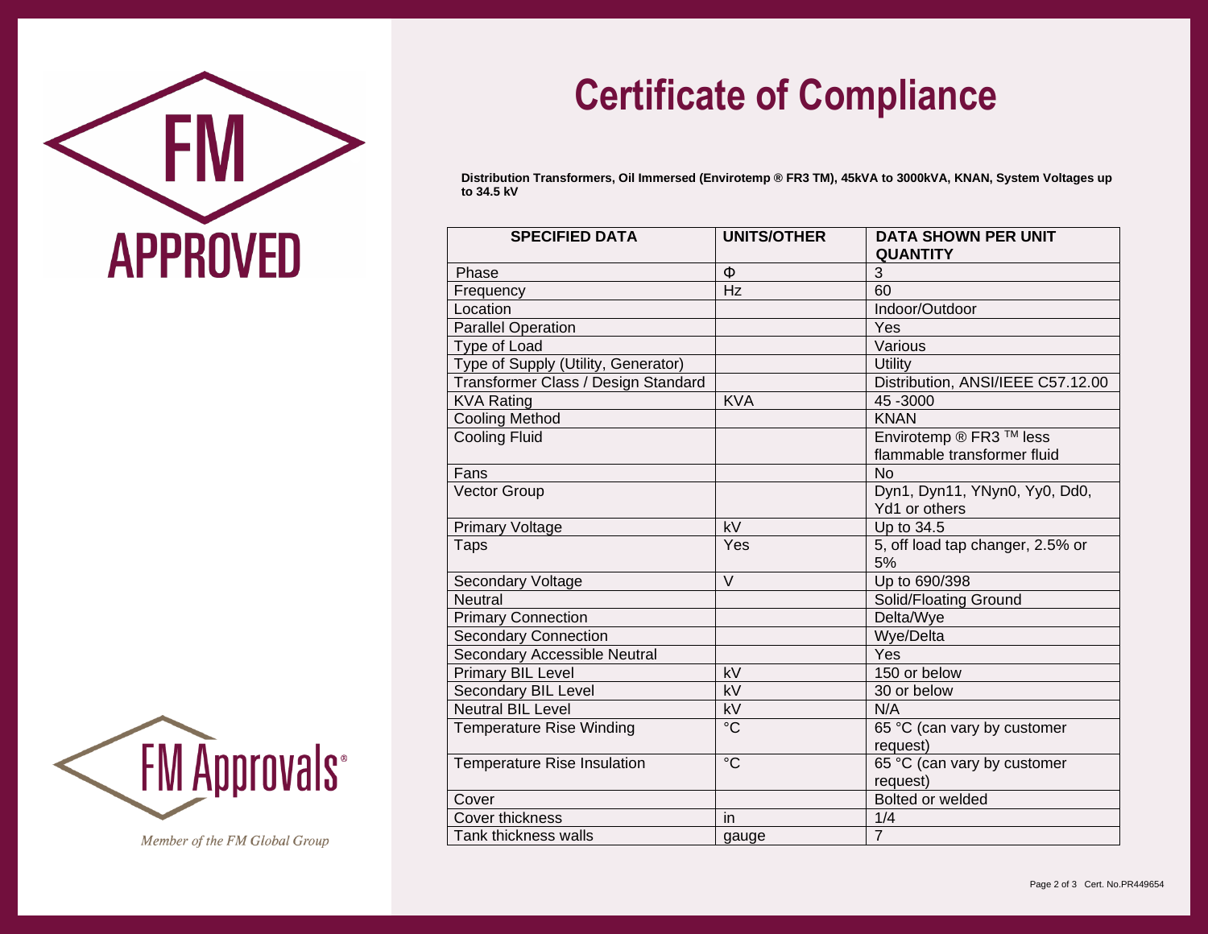FM APPROVED

# Certificate of Compliance

**Distribution Transformers, Oil Immersed (Envirotemp ® FR3 TM), 45kVA to 3000kVA, KNAN, System Voltages up to 34.5 kV**

| SPECIFIED DATA | UNITS/OTHER | DATA SHOWN PER UNIT QUANTITY |
|---|---|---|
| Phase | Φ | 3 |
| Frequency | Hz | 60 |
| Location | | Indoor/Outdoor |
| Parallel Operation | | Yes |
| Type of Load | | Various |
| Type of Supply (Utility, Generator) | | Utility |
| Transformer Class / Design Standard | | Distribution, ANSI/IEEE C57.12.00 |
| KVA Rating | KVA | 45 -3000 |
| Cooling Method | | KNAN |
| Cooling Fluid | | Envirotemp ® FR3 ™ less flammable transformer fluid |
| Fans | | No |
| Vector Group | | Dyn1, Dyn11, YNyn0, Yy0, Dd0, Yd1 or others |
| Primary Voltage | kV | Up to 34.5 |
| Taps | Yes | 5, off load tap changer, 2.5% or 5% |
| Secondary Voltage | V | Up to 690/398 |
| Neutral | | Solid/Floating Ground |
| Primary Connection | | Delta/Wye |
| Secondary Connection | | Wye/Delta |
| Secondary Accessible Neutral | | Yes |
| Primary BIL Level | kV | 150 or below |
| Secondary BIL Level | kV | 30 or below |
| Neutral BIL Level | kV | N/A |
| Temperature Rise Winding | °C | 65 °C (can vary by customer request) |
| Temperature Rise Insulation | °C | 65 °C (can vary by customer request) |
| Cover | | Bolted or welded |
| Cover thickness | in | 1/4 |
| Tank thickness walls | gauge | 7 |

FM Approvals®

*Member of the FM Global Group*

Cert. No.PR449654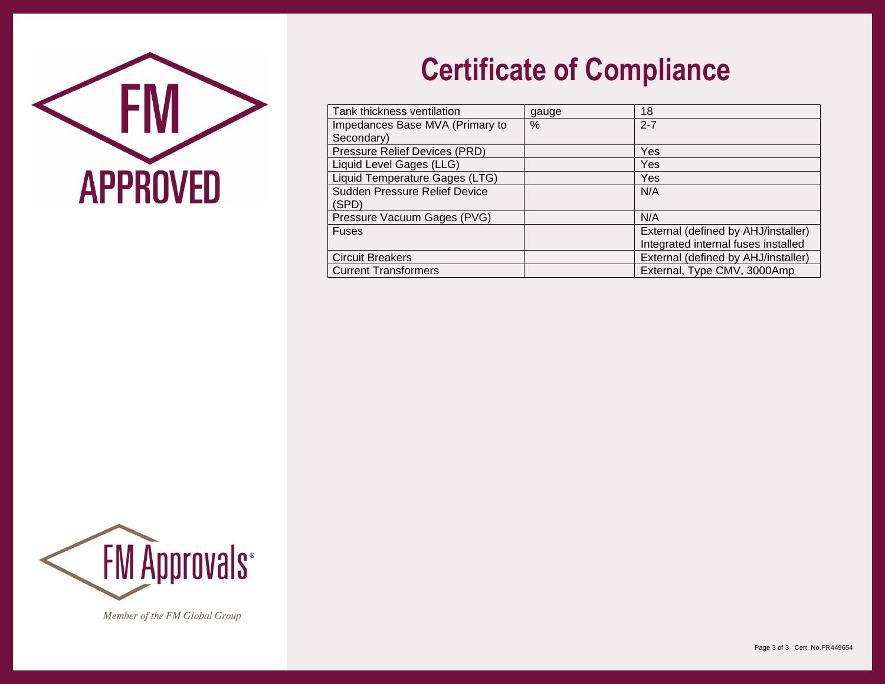FM APPROVED

# Certificate of Compliance

| | | |
|---|---|---|
| Tank thickness ventilation | gauge | 18 |
| Impedances Base MVA (Primary to Secondary) | % | 2-7 |
| Pressure Relief Devices (PRD) | | Yes |
| Liquid Level Gages (LLG) | | Yes |
| Liquid Temperature Gages (LTG) | | Yes |
| Sudden Pressure Relief Device (SPD) | | N/A |
| Pressure Vacuum Gages (PVG) | | N/A |
| Fuses | | External (defined by AHJ/installer) Integrated internal fuses installed |
| Circuit Breakers | | External (defined by AHJ/installer) |
| Current Transformers | | External, Type CMV, 3000Amp |

FM Approvals®

*Member of the FM Global Group*

Cert. No.PR449654